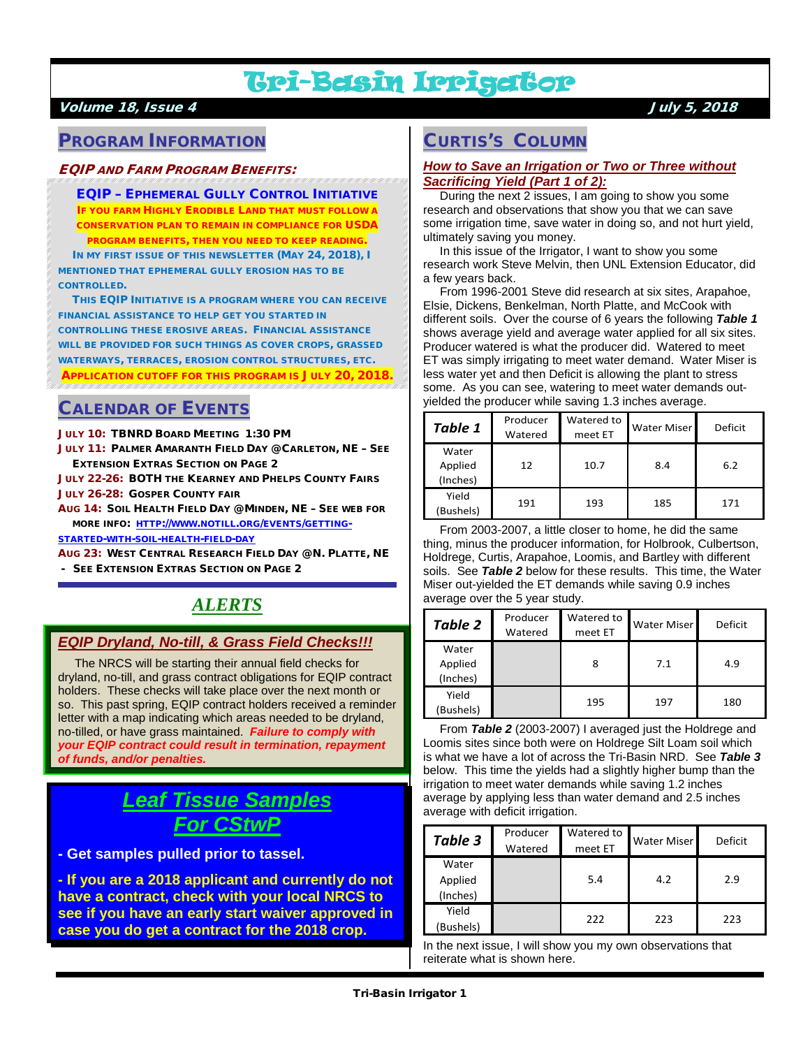# Tri-Basin Irrigator

**Volume 18, Issue 4** — **July 5, 2018**

## Program Information

### *EQIP and Farm Program Benefits:*

#### EQIP – Ephemeral Gully Control Initiative

**If you farm Highly Erodible Land that must follow a conservation plan to remain in compliance for USDA program benefits, then you need to keep reading.**

In my first issue of this newsletter (May 24, 2018), I mentioned that ephemeral gully erosion has to be controlled.

This EQIP Initiative is a program where you can receive financial assistance to help get you started in controlling these erosive areas. Financial assistance will be provided for such things as cover crops, grassed waterways, terraces, erosion control structures, etc.

**Application cutoff for this program is July 20, 2018.**

## Calendar of Events

- **July 10:** TBNRD Board Meeting 1:30 PM
- **July 11:** Palmer Amaranth Field Day @Carleton, NE – See Extension Extras Section on Page 2
- **July 22-26:** BOTH the Kearney and Phelps County Fairs
- **July 26-28:** Gosper County fair
- **Aug 14:** Soil Health Field Day @Minden, NE – See web for more info: HTTP://WWW.NOTILL.ORG/EVENTS/GETTING-STARTED-WITH-SOIL-HEALTH-FIELD-DAY
- **Aug 23:** West Central Research Field Day @N. Platte, NE - See Extension Extras Section on Page 2

## *ALERTS*

### *EQIP Dryland, No-till, & Grass Field Checks!!!*

The NRCS will be starting their annual field checks for dryland, no-till, and grass contract obligations for EQIP contract holders. These checks will take place over the next month or so. This past spring, EQIP contract holders received a reminder letter with a map indicating which areas needed to be dryland, no-tilled, or have grass maintained. ***Failure to comply with your EQIP contract could result in termination, repayment of funds, and/or penalties.***

### *Leaf Tissue Samples For CStwP*

**- Get samples pulled prior to tassel.**

**- If you are a 2018 applicant and currently do not have a contract, check with your local NRCS to see if you have an early start waiver approved in case you do get a contract for the 2018 crop.**

## Curtis's Column

### *How to Save an Irrigation or Two or Three without Sacrificing Yield (Part 1 of 2):*

During the next 2 issues, I am going to show you some research and observations that show you that we can save some irrigation time, save water in doing so, and not hurt yield, ultimately saving you money.

In this issue of the Irrigator, I want to show you some research work Steve Melvin, then UNL Extension Educator, did a few years back.

From 1996-2001 Steve did research at six sites, Arapahoe, Elsie, Dickens, Benkelman, North Platte, and McCook with different soils. Over the course of 6 years the following ***Table 1*** shows average yield and average water applied for all six sites. Producer watered is what the producer did. Watered to meet ET was simply irrigating to meet water demand. Water Miser is less water yet and then Deficit is allowing the plant to stress some. As you can see, watering to meet water demands out-yielded the producer while saving 1.3 inches average.

| ***Table 1*** | Producer Watered | Watered to meet ET | Water Miser | Deficit |
|---|---|---|---|---|
| Water Applied (Inches) | 12 | 10.7 | 8.4 | 6.2 |
| Yield (Bushels) | 191 | 193 | 185 | 171 |

From 2003-2007, a little closer to home, he did the same thing, minus the producer information, for Holbrook, Culbertson, Holdrege, Curtis, Arapahoe, Loomis, and Bartley with different soils. See ***Table 2*** below for these results. This time, the Water Miser out-yielded the ET demands while saving 0.9 inches average over the 5 year study.

| ***Table 2*** | Producer Watered | Watered to meet ET | Water Miser | Deficit |
|---|---|---|---|---|
| Water Applied (Inches) | | 8 | 7.1 | 4.9 |
| Yield (Bushels) | | 195 | 197 | 180 |

From ***Table 2*** (2003-2007) I averaged just the Holdrege and Loomis sites since both were on Holdrege Silt Loam soil which is what we have a lot of across the Tri-Basin NRD. See ***Table 3*** below. This time the yields had a slightly higher bump than the irrigation to meet water demands while saving 1.2 inches average by applying less than water demand and 2.5 inches average with deficit irrigation.

| ***Table 3*** | Producer Watered | Watered to meet ET | Water Miser | Deficit |
|---|---|---|---|---|
| Water Applied (Inches) | | 5.4 | 4.2 | 2.9 |
| Yield (Bushels) | | 222 | 223 | 223 |

In the next issue, I will show you my own observations that reiterate what is shown here.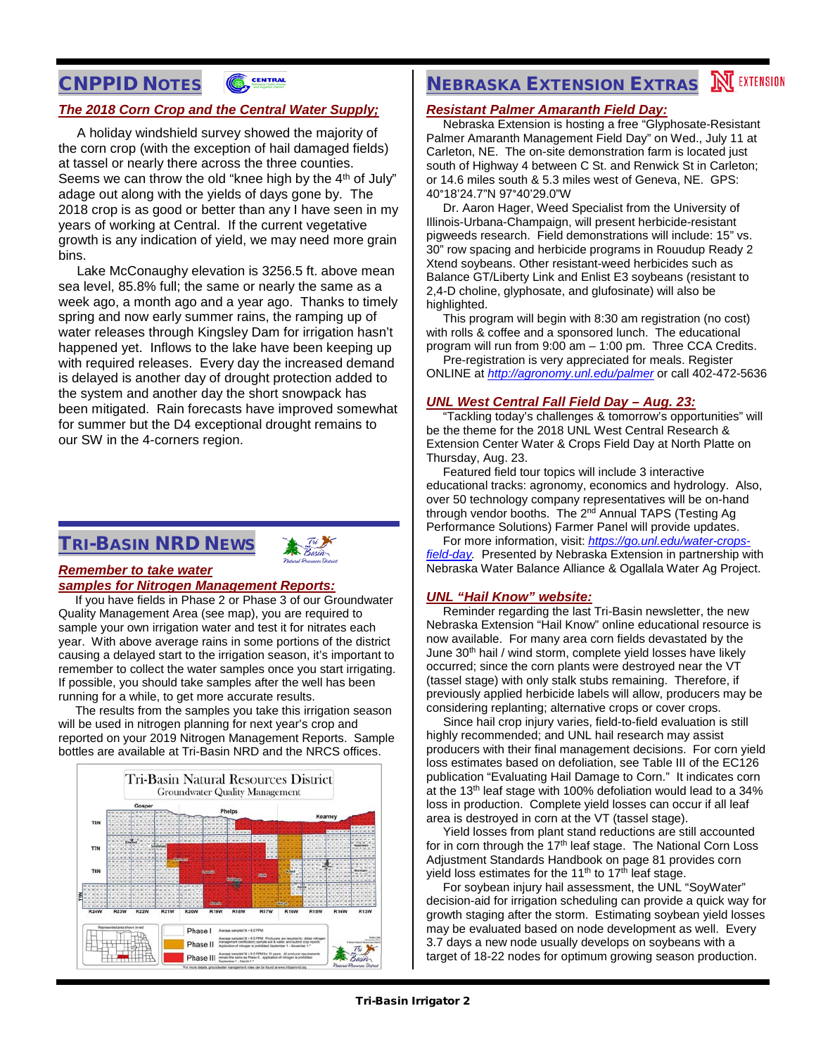## CNPPID Notes

### *The 2018 Corn Crop and the Central Water Supply;*

A holiday windshield survey showed the majority of the corn crop (with the exception of hail damaged fields) at tassel or nearly there across the three counties. Seems we can throw the old "knee high by the 4th of July" adage out along with the yields of days gone by. The 2018 crop is as good or better than any I have seen in my years of working at Central. If the current vegetative growth is any indication of yield, we may need more grain bins.

Lake McConaughy elevation is 3256.5 ft. above mean sea level, 85.8% full; the same or nearly the same as a week ago, a month ago and a year ago. Thanks to timely spring and now early summer rains, the ramping up of water releases through Kingsley Dam for irrigation hasn't happened yet. Inflows to the lake have been keeping up with required releases. Every day the increased demand is delayed is another day of drought protection added to the system and another day the short snowpack has been mitigated. Rain forecasts have improved somewhat for summer but the D4 exceptional drought remains to our SW in the 4-corners region.

## Tri-Basin NRD News

### *Remember to take water samples for Nitrogen Management Reports:*

If you have fields in Phase 2 or Phase 3 of our Groundwater Quality Management Area (see map), you are required to sample your own irrigation water and test it for nitrates each year. With above average rains in some portions of the district causing a delayed start to the irrigation season, it's important to remember to collect the water samples once you start irrigating. If possible, you should take samples after the well has been running for a while, to get more accurate results.

The results from the samples you take this irrigation season will be used in nitrogen planning for next year's crop and reported on your 2019 Nitrogen Management Reports. Sample bottles are available at Tri-Basin NRD and the NRCS offices.

Tri-Basin Natural Resources District
Groundwater Quality Management

## Nebraska Extension Extras

### *Resistant Palmer Amaranth Field Day:*

Nebraska Extension is hosting a free "Glyphosate-Resistant Palmer Amaranth Management Field Day" on Wed., July 11 at Carleton, NE. The on-site demonstration farm is located just south of Highway 4 between C St. and Renwick St in Carleton; or 14.6 miles south & 5.3 miles west of Geneva, NE. GPS: 40°18'24.7"N 97°40'29.0"W

Dr. Aaron Hager, Weed Specialist from the University of Illinois-Urbana-Champaign, will present herbicide-resistant pigweeds research. Field demonstrations will include: 15" vs. 30" row spacing and herbicide programs in Rouudup Ready 2 Xtend soybeans. Other resistant-weed herbicides such as Balance GT/Liberty Link and Enlist E3 soybeans (resistant to 2,4-D choline, glyphosate, and glufosinate) will also be highlighted.

This program will begin with 8:30 am registration (no cost) with rolls & coffee and a sponsored lunch. The educational program will run from 9:00 am – 1:00 pm. Three CCA Credits.

Pre-registration is very appreciated for meals. Register ONLINE at *http://agronomy.unl.edu/palmer* or call 402-472-5636

### *UNL West Central Fall Field Day – Aug. 23:*

"Tackling today's challenges & tomorrow's opportunities" will be the theme for the 2018 UNL West Central Research & Extension Center Water & Crops Field Day at North Platte on Thursday, Aug. 23.

Featured field tour topics will include 3 interactive educational tracks: agronomy, economics and hydrology. Also, over 50 technology company representatives will be on-hand through vendor booths. The 2nd Annual TAPS (Testing Ag Performance Solutions) Farmer Panel will provide updates.

For more information, visit: *https://go.unl.edu/water-crops-field-day*. Presented by Nebraska Extension in partnership with Nebraska Water Balance Alliance & Ogallala Water Ag Project.

### *UNL "Hail Know" website:*

Reminder regarding the last Tri-Basin newsletter, the new Nebraska Extension "Hail Know" online educational resource is now available. For many area corn fields devastated by the June 30th hail / wind storm, complete yield losses have likely occurred; since the corn plants were destroyed near the VT (tassel stage) with only stalk stubs remaining. Therefore, if previously applied herbicide labels will allow, producers may be considering replanting; alternative crops or cover crops.

Since hail crop injury varies, field-to-field evaluation is still highly recommended; and UNL hail research may assist producers with their final management decisions. For corn yield loss estimates based on defoliation, see Table III of the EC126 publication "Evaluating Hail Damage to Corn." It indicates corn at the 13th leaf stage with 100% defoliation would lead to a 34% loss in production. Complete yield losses can occur if all leaf area is destroyed in corn at the VT (tassel stage).

Yield losses from plant stand reductions are still accounted for in corn through the 17th leaf stage. The National Corn Loss Adjustment Standards Handbook on page 81 provides corn yield loss estimates for the 11th to 17th leaf stage.

For soybean injury hail assessment, the UNL "SoyWater" decision-aid for irrigation scheduling can provide a quick way for growth staging after the storm. Estimating soybean yield losses may be evaluated based on node development as well. Every 3.7 days a new node usually develops on soybeans with a target of 18-22 nodes for optimum growing season production.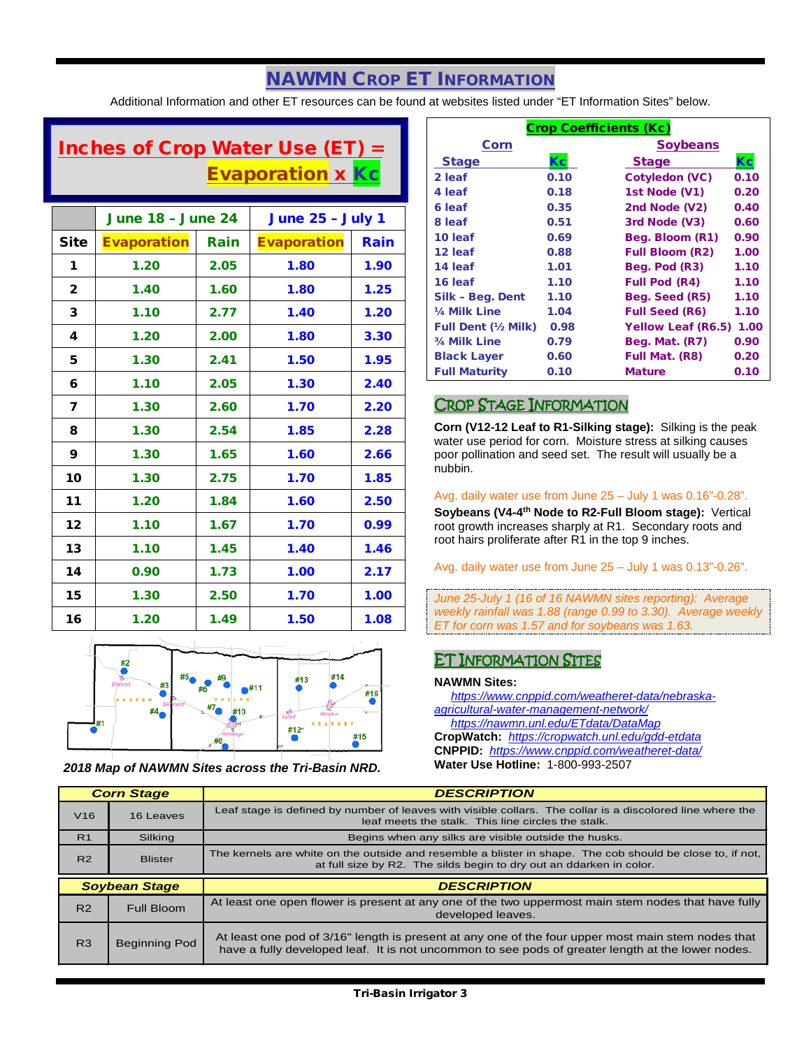# NAWMN Crop ET Information

Additional Information and other ET resources can be found at websites listed under "ET Information Sites" below.

## Inches of Crop Water Use (ET) = Evaporation x Kc

| | June 18 – June 24 | | June 25 – July 1 | |
|---|---|---|---|---|
| **Site** | **Evaporation** | **Rain** | **Evaporation** | **Rain** |
| 1 | 1.20 | 2.05 | 1.80 | 1.90 |
| 2 | 1.40 | 1.60 | 1.80 | 1.25 |
| 3 | 1.10 | 2.77 | 1.40 | 1.20 |
| 4 | 1.20 | 2.00 | 1.80 | 3.30 |
| 5 | 1.30 | 2.41 | 1.50 | 1.95 |
| 6 | 1.10 | 2.05 | 1.30 | 2.40 |
| 7 | 1.30 | 2.60 | 1.70 | 2.20 |
| 8 | 1.30 | 2.54 | 1.85 | 2.28 |
| 9 | 1.30 | 1.65 | 1.60 | 2.66 |
| 10 | 1.30 | 2.75 | 1.70 | 1.85 |
| 11 | 1.20 | 1.84 | 1.60 | 2.50 |
| 12 | 1.10 | 1.67 | 1.70 | 0.99 |
| 13 | 1.10 | 1.45 | 1.40 | 1.46 |
| 14 | 0.90 | 1.73 | 1.00 | 2.17 |
| 15 | 1.30 | 2.50 | 1.70 | 1.00 |
| 16 | 1.20 | 1.49 | 1.50 | 1.08 |

*2018 Map of NAWMN Sites across the Tri-Basin NRD.*

## Crop Coefficients (Kc)

| Corn Stage | Kc | Soybeans Stage | Kc |
|---|---|---|---|
| 2 leaf | 0.10 | Cotyledon (VC) | 0.10 |
| 4 leaf | 0.18 | 1st Node (V1) | 0.20 |
| 6 leaf | 0.35 | 2nd Node (V2) | 0.40 |
| 8 leaf | 0.51 | 3rd Node (V3) | 0.60 |
| 10 leaf | 0.69 | Beg. Bloom (R1) | 0.90 |
| 12 leaf | 0.88 | Full Bloom (R2) | 1.00 |
| 14 leaf | 1.01 | Beg. Pod (R3) | 1.10 |
| 16 leaf | 1.10 | Full Pod (R4) | 1.10 |
| Silk – Beg. Dent | 1.10 | Beg. Seed (R5) | 1.10 |
| ¼ Milk Line | 1.04 | Full Seed (R6) | 1.10 |
| Full Dent (½ Milk) | 0.98 | Yellow Leaf (R6.5) | 1.00 |
| ¾ Milk Line | 0.79 | Beg. Mat. (R7) | 0.90 |
| Black Layer | 0.60 | Full Mat. (R8) | 0.20 |
| Full Maturity | 0.10 | Mature | 0.10 |

## Crop Stage Information

**Corn (V12-12 Leaf to R1-Silking stage):** Silking is the peak water use period for corn. Moisture stress at silking causes poor pollination and seed set. The result will usually be a nubbin.

Avg. daily water use from June 25 – July 1 was 0.16"-0.28".

**Soybeans (V4-4th Node to R2-Full Bloom stage):** Vertical root growth increases sharply at R1. Secondary roots and root hairs proliferate after R1 in the top 9 inches.

Avg. daily water use from June 25 – July 1 was 0.13"-0.26".

*June 25-July 1 (16 of 16 NAWMN sites reporting): Average weekly rainfall was 1.88 (range 0.99 to 3.30). Average weekly ET for corn was 1.57 and for soybeans was 1.63.*

## ET Information Sites

**NAWMN Sites:**
https://www.cnppid.com/weatheret-data/nebraska-agricultural-water-management-network/
https://nawmn.unl.edu/ETdata/DataMap
**CropWatch:** https://cropwatch.unl.edu/gdd-etdata
**CNPPID:** https://www.cnppid.com/weatheret-data/
**Water Use Hotline:** 1-800-993-2507

| Corn Stage | | DESCRIPTION |
|---|---|---|
| V16 | 16 Leaves | Leaf stage is defined by number of leaves with visible collars. The collar is a discolored line where the leaf meets the stalk. This line circles the stalk. |
| R1 | Silking | Begins when any silks are visible outside the husks. |
| R2 | Blister | The kernels are white on the outside and resemble a blister in shape. The cob should be close to, if not, at full size by R2. The silds begin to dry out an ddarken in color. |

| Soybean Stage | | DESCRIPTION |
|---|---|---|
| R2 | Full Bloom | At least one open flower is present at any one of the two uppermost main stem nodes that have fully developed leaves. |
| R3 | Beginning Pod | At least one pod of 3/16" length is present at any one of the four upper most main stem nodes that have a fully developed leaf. It is not uncommon to see pods of greater length at the lower nodes. |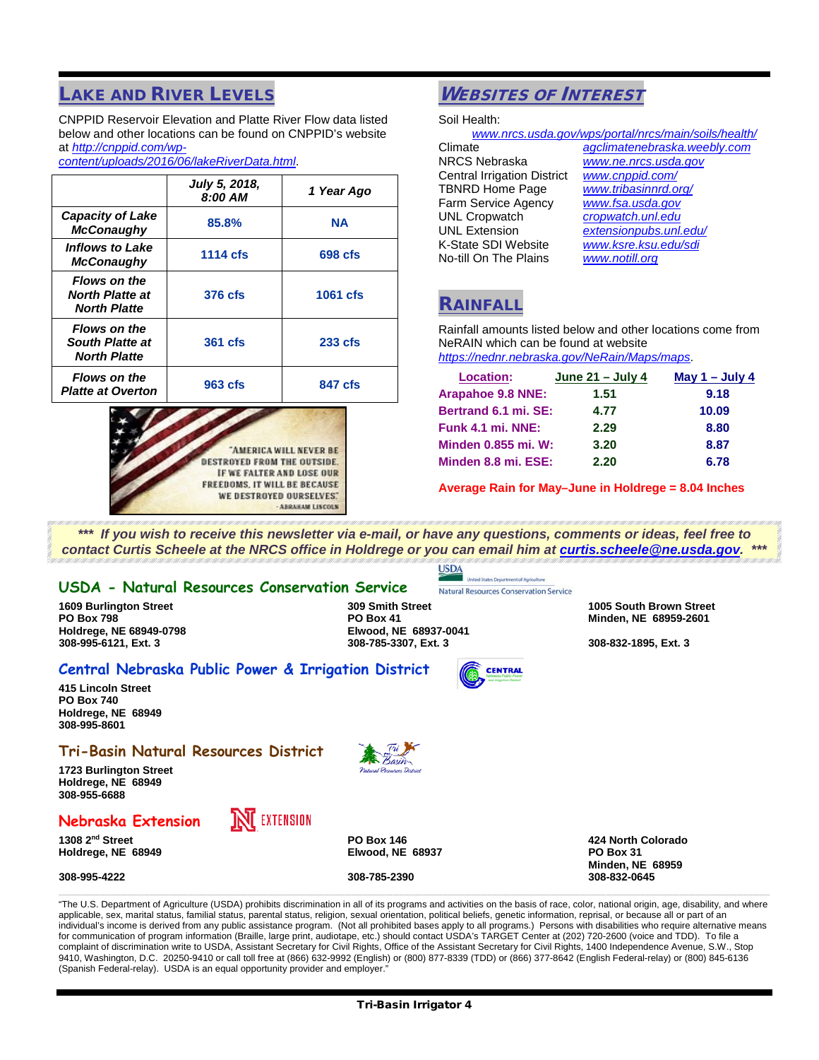## LAKE AND RIVER LEVELS

CNPPID Reservoir Elevation and Platte River Flow data listed below and other locations can be found on CNPPID's website at *http://cnppid.com/wp-content/uploads/2016/06/lakeRiverData.html*.

| | *July 5, 2018, 8:00 AM* | *1 Year Ago* |
|---|---|---|
| ***Capacity of Lake McConaughy*** | **85.8%** | **NA** |
| ***Inflows to Lake McConaughy*** | **1114 cfs** | **698 cfs** |
| ***Flows on the North Platte at North Platte*** | **376 cfs** | **1061 cfs** |
| ***Flows on the South Platte at North Platte*** | **361 cfs** | **233 cfs** |
| ***Flows on the Platte at Overton*** | **963 cfs** | **847 cfs** |

"AMERICA WILL NEVER BE DESTROYED FROM THE OUTSIDE. IF WE FALTER AND LOSE OUR FREEDOMS, IT WILL BE BECAUSE WE DESTROYED OURSELVES." -ABRAHAM LINCOLN

## WEBSITES OF INTEREST

Soil Health:
*www.nrcs.usda.gov/wps/portal/nrcs/main/soils/health/*

- Climate — *agclimatenebraska.weebly.com*
- NRCS Nebraska — *www.ne.nrcs.usda.gov*
- Central Irrigation District — *www.cnppid.com/*
- TBNRD Home Page — *www.tribasinnrd.org/*
- Farm Service Agency — *www.fsa.usda.gov*
- UNL Cropwatch — *cropwatch.unl.edu*
- UNL Extension — *extensionpubs.unl.edu/*
- K-State SDI Website — *www.ksre.ksu.edu/sdi*
- No-till On The Plains — *www.notill.org*

## RAINFALL

Rainfall amounts listed below and other locations come from NeRAIN which can be found at website *https://nednr.nebraska.gov/NeRain/Maps/maps*.

| Location: | June 21 – July 4 | May 1 – July 4 |
|---|---|---|
| **Arapahoe 9.8 NNE:** | **1.51** | **9.18** |
| **Bertrand 6.1 mi. SE:** | **4.77** | **10.09** |
| **Funk 4.1 mi. NNE:** | **2.29** | **8.80** |
| **Minden 0.855 mi. W:** | **3.20** | **8.87** |
| **Minden 8.8 mi. ESE:** | **2.20** | **6.78** |

**Average Rain for May–June in Holdrege = 8.04 Inches**

***\*\*\* If you wish to receive this newsletter via e-mail, or have any questions, comments or ideas, feel free to contact Curtis Scheele at the NRCS office in Holdrege or you can email him at curtis.scheele@ne.usda.gov. \*\*\****

### USDA - Natural Resources Conservation Service

**1609 Burlington Street**
**PO Box 798**
**Holdrege, NE 68949-0798**
**308-995-6121, Ext. 3**

**309 Smith Street**
**PO Box 41**
**Elwood, NE 68937-0041**
**308-785-3307, Ext. 3**

**1005 South Brown Street**
**Minden, NE 68959-2601**
**308-832-1895, Ext. 3**

### Central Nebraska Public Power & Irrigation District

**415 Lincoln Street**
**PO Box 740**
**Holdrege, NE 68949**
**308-995-8601**

### Tri-Basin Natural Resources District

**1723 Burlington Street**
**Holdrege, NE 68949**
**308-955-6688**

### Nebraska Extension

**1308 2nd Street**
**Holdrege, NE 68949**
**308-995-4222**

**PO Box 146**
**Elwood, NE 68937**
**308-785-2390**

**424 North Colorado**
**PO Box 31**
**Minden, NE 68959**
**308-832-0645**

"The U.S. Department of Agriculture (USDA) prohibits discrimination in all of its programs and activities on the basis of race, color, national origin, age, disability, and where applicable, sex, marital status, familial status, parental status, religion, sexual orientation, political beliefs, genetic information, reprisal, or because all or part of an individual's income is derived from any public assistance program. (Not all prohibited bases apply to all programs.) Persons with disabilities who require alternative means for communication of program information (Braille, large print, audiotape, etc.) should contact USDA's TARGET Center at (202) 720-2600 (voice and TDD). To file a complaint of discrimination write to USDA, Assistant Secretary for Civil Rights, Office of the Assistant Secretary for Civil Rights, 1400 Independence Avenue, S.W., Stop 9410, Washington, D.C. 20250-9410 or call toll free at (866) 632-9992 (English) or (800) 877-8339 (TDD) or (866) 377-8642 (English Federal-relay) or (800) 845-6136 (Spanish Federal-relay). USDA is an equal opportunity provider and employer."